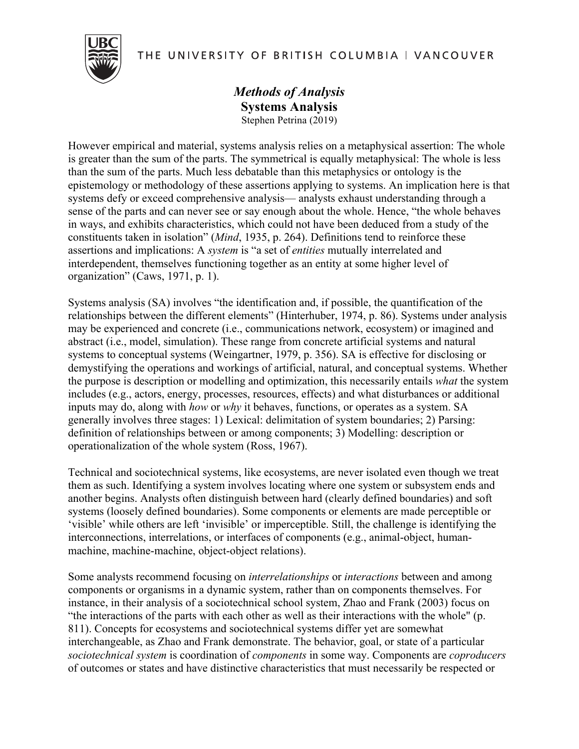THE UNIVERSITY OF BRITISH COLUMBIA | VANCOUVER

# *Methods of Analysis*
## Systems Analysis

Stephen Petrina (2019)

However empirical and material, systems analysis relies on a metaphysical assertion: The whole is greater than the sum of the parts. The symmetrical is equally metaphysical: The whole is less than the sum of the parts. Much less debatable than this metaphysics or ontology is the epistemology or methodology of these assertions applying to systems. An implication here is that systems defy or exceed comprehensive analysis— analysts exhaust understanding through a sense of the parts and can never see or say enough about the whole. Hence, "the whole behaves in ways, and exhibits characteristics, which could not have been deduced from a study of the constituents taken in isolation" (*Mind*, 1935, p. 264). Definitions tend to reinforce these assertions and implications: A *system* is "a set of *entities* mutually interrelated and interdependent, themselves functioning together as an entity at some higher level of organization" (Caws, 1971, p. 1).

Systems analysis (SA) involves "the identification and, if possible, the quantification of the relationships between the different elements" (Hinterhuber, 1974, p. 86). Systems under analysis may be experienced and concrete (i.e., communications network, ecosystem) or imagined and abstract (i.e., model, simulation). These range from concrete artificial systems and natural systems to conceptual systems (Weingartner, 1979, p. 356). SA is effective for disclosing or demystifying the operations and workings of artificial, natural, and conceptual systems. Whether the purpose is description or modelling and optimization, this necessarily entails *what* the system includes (e.g., actors, energy, processes, resources, effects) and what disturbances or additional inputs may do, along with *how* or *why* it behaves, functions, or operates as a system. SA generally involves three stages: 1) Lexical: delimitation of system boundaries; 2) Parsing: definition of relationships between or among components; 3) Modelling: description or operationalization of the whole system (Ross, 1967).

Technical and sociotechnical systems, like ecosystems, are never isolated even though we treat them as such. Identifying a system involves locating where one system or subsystem ends and another begins. Analysts often distinguish between hard (clearly defined boundaries) and soft systems (loosely defined boundaries). Some components or elements are made perceptible or 'visible' while others are left 'invisible' or imperceptible. Still, the challenge is identifying the interconnections, interrelations, or interfaces of components (e.g., animal-object, human-machine, machine-machine, object-object relations).

Some analysts recommend focusing on *interrelationships* or *interactions* between and among components or organisms in a dynamic system, rather than on components themselves. For instance, in their analysis of a sociotechnical school system, Zhao and Frank (2003) focus on "the interactions of the parts with each other as well as their interactions with the whole" (p. 811). Concepts for ecosystems and sociotechnical systems differ yet are somewhat interchangeable, as Zhao and Frank demonstrate. The behavior, goal, or state of a particular *sociotechnical system* is coordination of *components* in some way. Components are *coproducers* of outcomes or states and have distinctive characteristics that must necessarily be respected or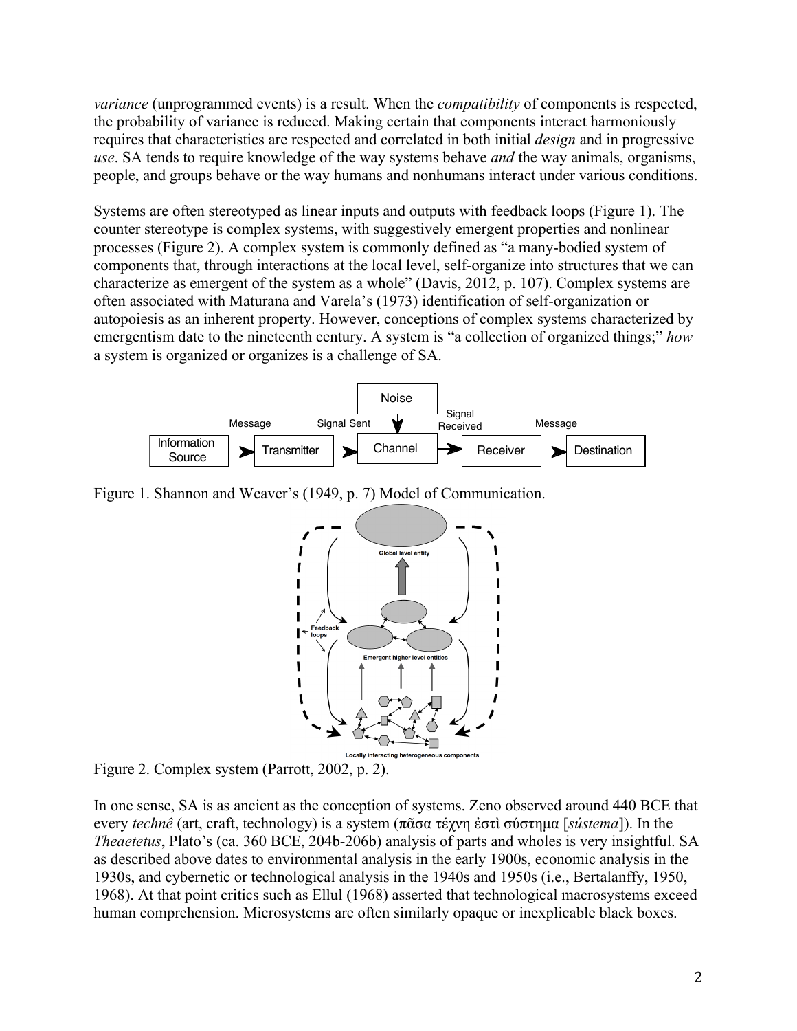*variance* (unprogrammed events) is a result. When the *compatibility* of components is respected, the probability of variance is reduced. Making certain that components interact harmoniously requires that characteristics are respected and correlated in both initial *design* and in progressive *use*. SA tends to require knowledge of the way systems behave *and* the way animals, organisms, people, and groups behave or the way humans and nonhumans interact under various conditions.

Systems are often stereotyped as linear inputs and outputs with feedback loops (Figure 1). The counter stereotype is complex systems, with suggestively emergent properties and nonlinear processes (Figure 2). A complex system is commonly defined as "a many-bodied system of components that, through interactions at the local level, self-organize into structures that we can characterize as emergent of the system as a whole" (Davis, 2012, p. 107). Complex systems are often associated with Maturana and Varela's (1973) identification of self-organization or autopoiesis as an inherent property. However, conceptions of complex systems characterized by emergentism date to the nineteenth century. A system is "a collection of organized things;" *how* a system is organized or organizes is a challenge of SA.

Figure 1. Shannon and Weaver's (1949, p. 7) Model of Communication.

Figure 2. Complex system (Parrott, 2002, p. 2).

In one sense, SA is as ancient as the conception of systems. Zeno observed around 440 BCE that every *technê* (art, craft, technology) is a system (πᾶσα τέχνη ἐστὶ σύστημα [*sústema*]). In the *Theaetetus*, Plato's (ca. 360 BCE, 204b-206b) analysis of parts and wholes is very insightful. SA as described above dates to environmental analysis in the early 1900s, economic analysis in the 1930s, and cybernetic or technological analysis in the 1940s and 1950s (i.e., Bertalanffy, 1950, 1968). At that point critics such as Ellul (1968) asserted that technological macrosystems exceed human comprehension. Microsystems are often similarly opaque or inexplicable black boxes.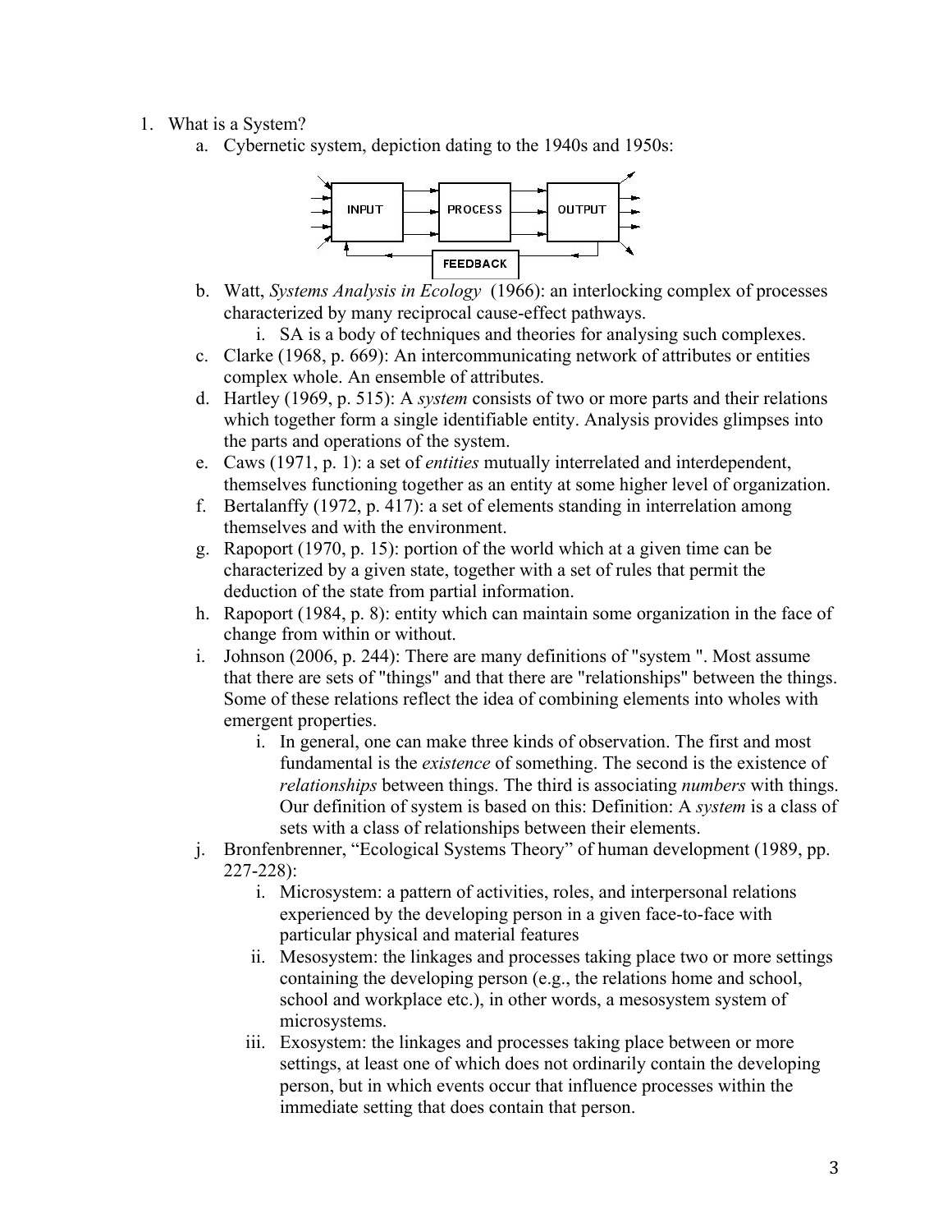1. What is a System?
   a. Cybernetic system, depiction dating to the 1940s and 1950s:

   INPUT → PROCESS → OUTPUT
   FEEDBACK

   b. Watt, *Systems Analysis in Ecology* (1966): an interlocking complex of processes characterized by many reciprocal cause-effect pathways.
      i. SA is a body of techniques and theories for analysing such complexes.
   c. Clarke (1968, p. 669): An intercommunicating network of attributes or entities complex whole. An ensemble of attributes.
   d. Hartley (1969, p. 515): A *system* consists of two or more parts and their relations which together form a single identifiable entity. Analysis provides glimpses into the parts and operations of the system.
   e. Caws (1971, p. 1): a set of *entities* mutually interrelated and interdependent, themselves functioning together as an entity at some higher level of organization.
   f. Bertalanffy (1972, p. 417): a set of elements standing in interrelation among themselves and with the environment.
   g. Rapoport (1970, p. 15): portion of the world which at a given time can be characterized by a given state, together with a set of rules that permit the deduction of the state from partial information.
   h. Rapoport (1984, p. 8): entity which can maintain some organization in the face of change from within or without.
   i. Johnson (2006, p. 244): There are many definitions of "system ". Most assume that there are sets of "things" and that there are "relationships" between the things. Some of these relations reflect the idea of combining elements into wholes with emergent properties.
      i. In general, one can make three kinds of observation. The first and most fundamental is the *existence* of something. The second is the existence of *relationships* between things. The third is associating *numbers* with things. Our definition of system is based on this: Definition: A *system* is a class of sets with a class of relationships between their elements.
   j. Bronfenbrenner, "Ecological Systems Theory" of human development (1989, pp. 227-228):
      i. Microsystem: a pattern of activities, roles, and interpersonal relations experienced by the developing person in a given face-to-face with particular physical and material features
      ii. Mesosystem: the linkages and processes taking place two or more settings containing the developing person (e.g., the relations home and school, school and workplace etc.), in other words, a mesosystem system of microsystems.
      iii. Exosystem: the linkages and processes taking place between or more settings, at least one of which does not ordinarily contain the developing person, but in which events occur that influence processes within the immediate setting that does contain that person.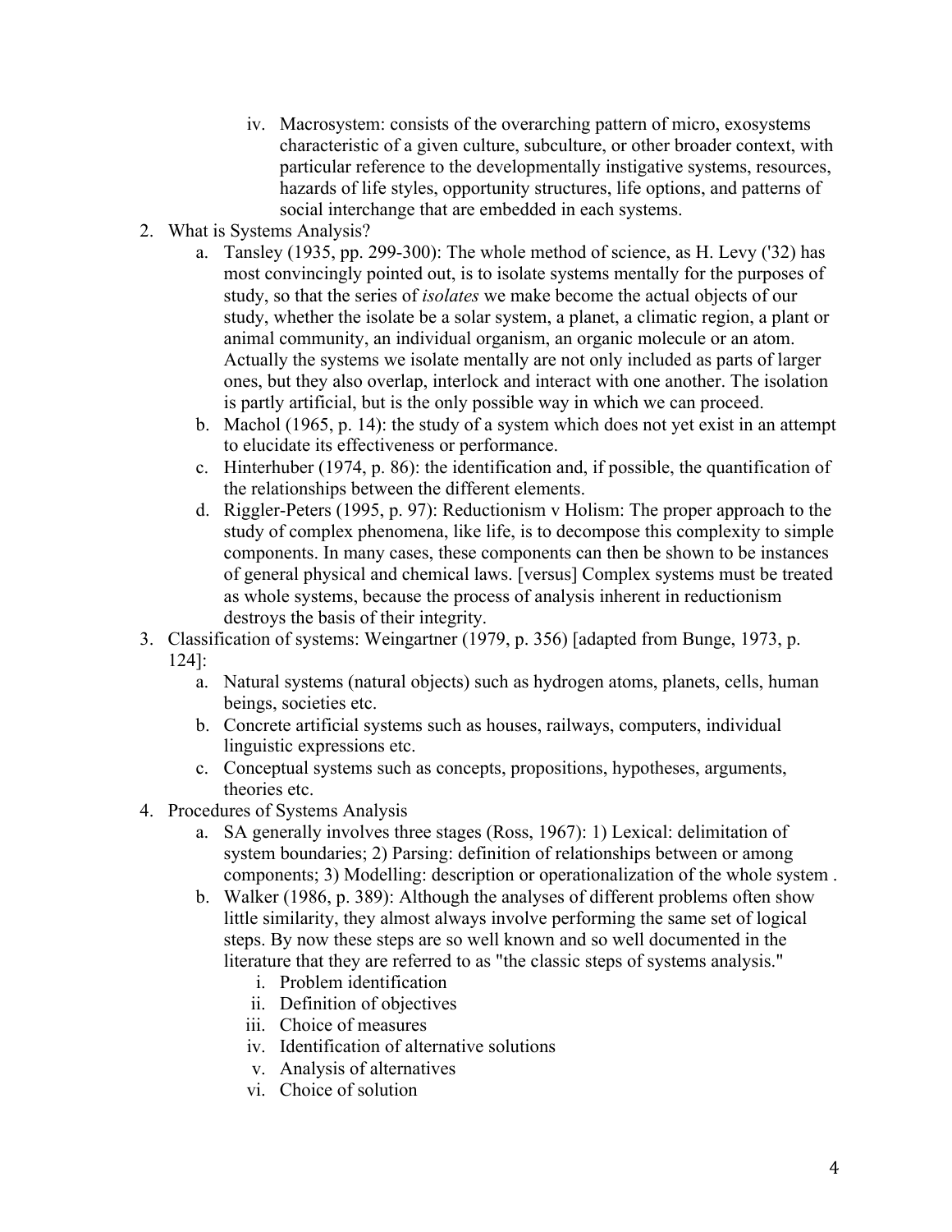iv. Macrosystem: consists of the overarching pattern of micro, exosystems characteristic of a given culture, subculture, or other broader context, with particular reference to the developmentally instigative systems, resources, hazards of life styles, opportunity structures, life options, and patterns of social interchange that are embedded in each systems.

2. What is Systems Analysis?
   a. Tansley (1935, pp. 299-300): The whole method of science, as H. Levy ('32) has most convincingly pointed out, is to isolate systems mentally for the purposes of study, so that the series of *isolates* we make become the actual objects of our study, whether the isolate be a solar system, a planet, a climatic region, a plant or animal community, an individual organism, an organic molecule or an atom. Actually the systems we isolate mentally are not only included as parts of larger ones, but they also overlap, interlock and interact with one another. The isolation is partly artificial, but is the only possible way in which we can proceed.
   b. Machol (1965, p. 14): the study of a system which does not yet exist in an attempt to elucidate its effectiveness or performance.
   c. Hinterhuber (1974, p. 86): the identification and, if possible, the quantification of the relationships between the different elements.
   d. Riggler-Peters (1995, p. 97): Reductionism v Holism: The proper approach to the study of complex phenomena, like life, is to decompose this complexity to simple components. In many cases, these components can then be shown to be instances of general physical and chemical laws. [versus] Complex systems must be treated as whole systems, because the process of analysis inherent in reductionism destroys the basis of their integrity.

3. Classification of systems: Weingartner (1979, p. 356) [adapted from Bunge, 1973, p. 124]:
   a. Natural systems (natural objects) such as hydrogen atoms, planets, cells, human beings, societies etc.
   b. Concrete artificial systems such as houses, railways, computers, individual linguistic expressions etc.
   c. Conceptual systems such as concepts, propositions, hypotheses, arguments, theories etc.

4. Procedures of Systems Analysis
   a. SA generally involves three stages (Ross, 1967): 1) Lexical: delimitation of system boundaries; 2) Parsing: definition of relationships between or among components; 3) Modelling: description or operationalization of the whole system .
   b. Walker (1986, p. 389): Although the analyses of different problems often show little similarity, they almost always involve performing the same set of logical steps. By now these steps are so well known and so well documented in the literature that they are referred to as "the classic steps of systems analysis."
      i. Problem identification
      ii. Definition of objectives
      iii. Choice of measures
      iv. Identification of alternative solutions
      v. Analysis of alternatives
      vi. Choice of solution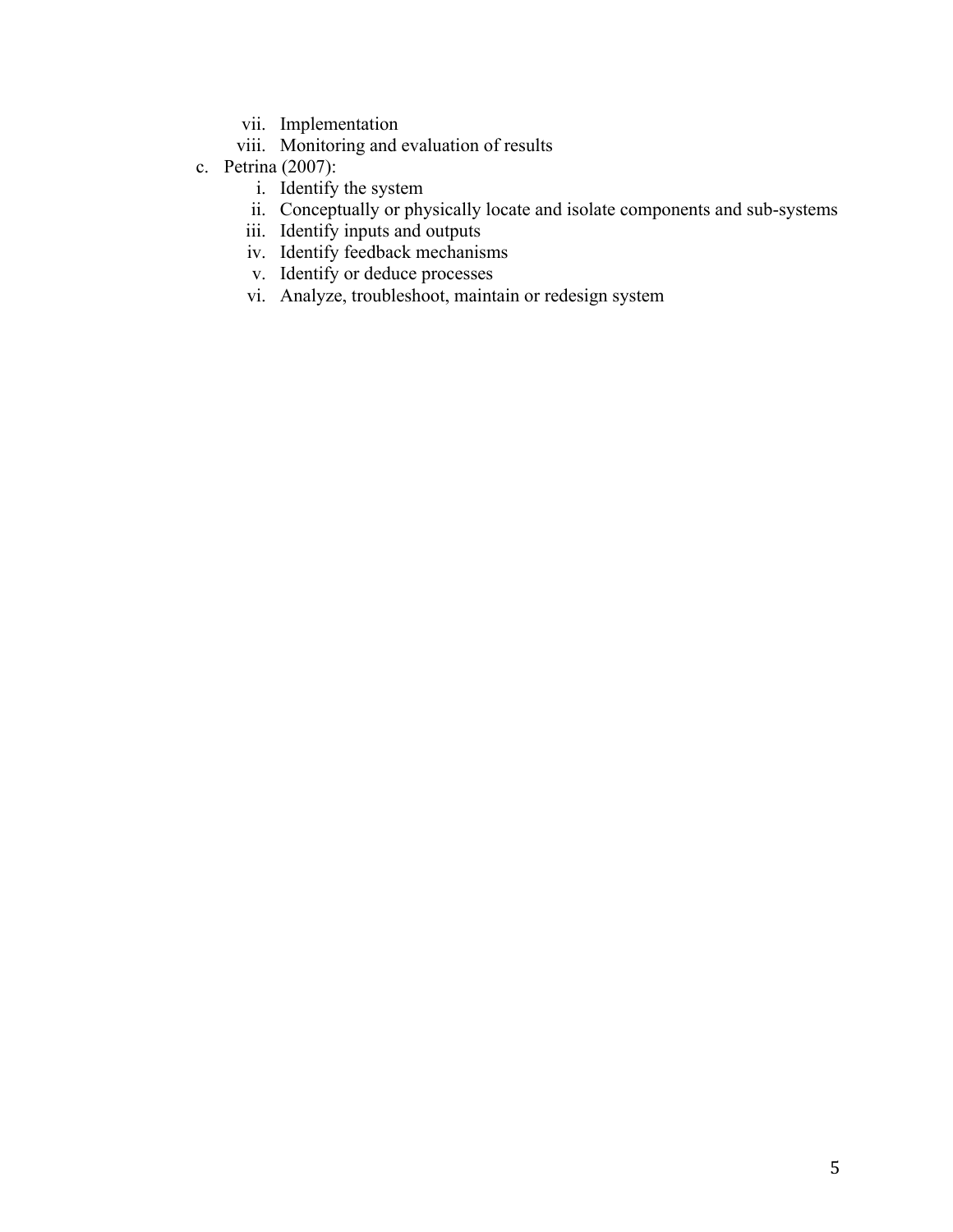vii. Implementation
viii. Monitoring and evaluation of results

c. Petrina (2007):
   i. Identify the system
   ii. Conceptually or physically locate and isolate components and sub-systems
   iii. Identify inputs and outputs
   iv. Identify feedback mechanisms
   v. Identify or deduce processes
   vi. Analyze, troubleshoot, maintain or redesign system